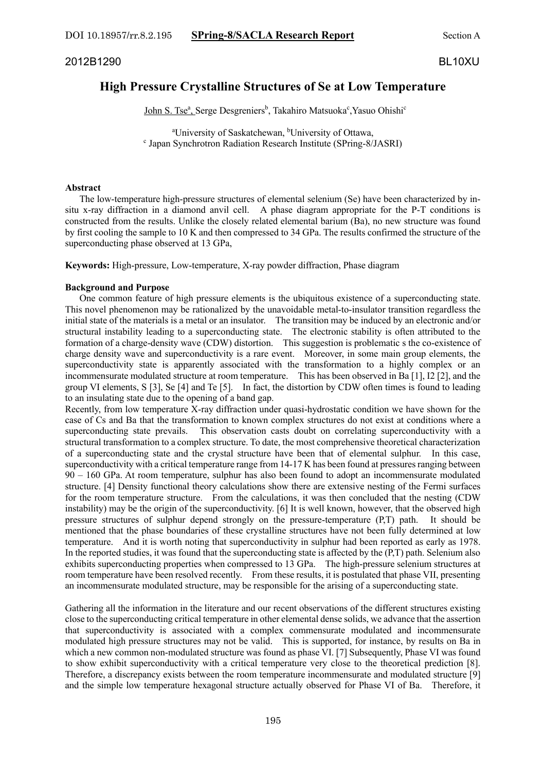2012B1290 BL10XU

# High Pressure Crystalline Structures of Se at Low Temperature

John S. Tse[a], Serge Desgreniers[b], Takahiro Matsuoka[c], Yasuo Ohishi[c]

[a]University of Saskatchewan, [b]University of Ottawa,
[c] Japan Synchrotron Radiation Research Institute (SPring-8/JASRI)

**Abstract**

The low-temperature high-pressure structures of elemental selenium (Se) have been characterized by in-situ x-ray diffraction in a diamond anvil cell. A phase diagram appropriate for the P-T conditions is constructed from the results. Unlike the closely related elemental barium (Ba), no new structure was found by first cooling the sample to 10 K and then compressed to 34 GPa. The results confirmed the structure of the superconducting phase observed at 13 GPa,

**Keywords:** High-pressure, Low-temperature, X-ray powder diffraction, Phase diagram

**Background and Purpose**

One common feature of high pressure elements is the ubiquitous existence of a superconducting state. This novel phenomenon may be rationalized by the unavoidable metal-to-insulator transition regardless the initial state of the materials is a metal or an insulator. The transition may be induced by an electronic and/or structural instability leading to a superconducting state. The electronic stability is often attributed to the formation of a charge-density wave (CDW) distortion. This suggestion is problematic s the co-existence of charge density wave and superconductivity is a rare event. Moreover, in some main group elements, the superconductivity state is apparently associated with the transformation to a highly complex or an incommensurate modulated structure at room temperature. This has been observed in Ba [1], I2 [2], and the group VI elements, S [3], Se [4] and Te [5]. In fact, the distortion by CDW often times is found to leading to an insulating state due to the opening of a band gap.

Recently, from low temperature X-ray diffraction under quasi-hydrostatic condition we have shown for the case of Cs and Ba that the transformation to known complex structures do not exist at conditions where a superconducting state prevails. This observation casts doubt on correlating superconductivity with a structural transformation to a complex structure. To date, the most comprehensive theoretical characterization of a superconducting state and the crystal structure have been that of elemental sulphur. In this case, superconductivity with a critical temperature range from 14-17 K has been found at pressures ranging between 90 – 160 GPa. At room temperature, sulphur has also been found to adopt an incommensurate modulated structure. [4] Density functional theory calculations show there are extensive nesting of the Fermi surfaces for the room temperature structure. From the calculations, it was then concluded that the nesting (CDW instability) may be the origin of the superconductivity. [6] It is well known, however, that the observed high pressure structures of sulphur depend strongly on the pressure-temperature (P,T) path. It should be mentioned that the phase boundaries of these crystalline structures have not been fully determined at low temperature. And it is worth noting that superconductivity in sulphur had been reported as early as 1978. In the reported studies, it was found that the superconducting state is affected by the (P,T) path. Selenium also exhibits superconducting properties when compressed to 13 GPa. The high-pressure selenium structures at room temperature have been resolved recently. From these results, it is postulated that phase VII, presenting an incommensurate modulated structure, may be responsible for the arising of a superconducting state.

Gathering all the information in the literature and our recent observations of the different structures existing close to the superconducting critical temperature in other elemental dense solids, we advance that the assertion that superconductivity is associated with a complex commensurate modulated and incommensurate modulated high pressure structures may not be valid. This is supported, for instance, by results on Ba in which a new common non-modulated structure was found as phase VI. [7] Subsequently, Phase VI was found to show exhibit superconductivity with a critical temperature very close to the theoretical prediction [8]. Therefore, a discrepancy exists between the room temperature incommensurate and modulated structure [9] and the simple low temperature hexagonal structure actually observed for Phase VI of Ba. Therefore, it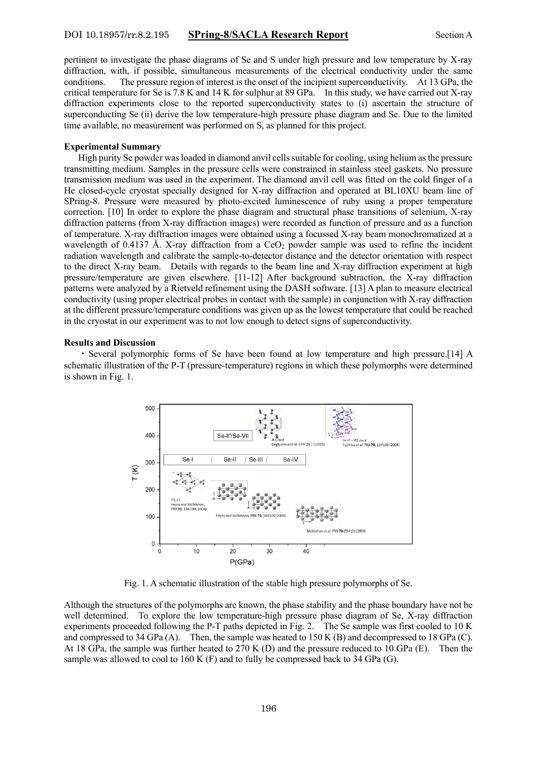pertinent to investigate the phase diagrams of Se and S under high pressure and low temperature by X-ray diffraction, with, if possible, simultaneous measurements of the electrical conductivity under the same conditions. The pressure region of interest is the onset of the incipient superconductivity. At 13 GPa, the critical temperature for Se is 7.8 K and 14 K for sulphur at 89 GPa. In this study, we have carried out X-ray diffraction experiments close to the reported superconductivity states to (i) ascertain the structure of superconducting Se (ii) derive the low temperature-high pressure phase diagram and Se. Due to the limited time available, no measurement was performed on S, as planned for this project.

**Experimental Summary**

High purity Se powder was loaded in diamond anvil cells suitable for cooling, using helium as the pressure transmitting medium. Samples in the pressure cells were constrained in stainless steel gaskets. No pressure transmission medium was used in the experiment. The diamond anvil cell was fitted on the cold finger of a He closed-cycle cryostat specially designed for X-ray diffraction and operated at BL10XU beam line of SPring-8. Pressure were measured by photo-excited luminescence of ruby using a proper temperature correction. [10] In order to explore the phase diagram and structural phase transitions of selenium, X-ray diffraction patterns (from X-ray diffraction images) were recorded as function of pressure and as a function of temperature. X-ray diffraction images were obtained using a focussed X-ray beam monochromatized at a wavelength of 0.4137 Å. X-ray diffraction from a $CeO_2$ powder sample was used to refine the incident radiation wavelength and calibrate the sample-to-detector distance and the detector orientation with respect to the direct X-ray beam. Details with regards to the beam line and X-ray diffraction experiment at high pressure/temperature are given elsewhere. [11-12] After background subtraction, the X-ray diffraction patterns were analyzed by a Rietveld refinement using the DASH software. [13] A plan to measure electrical conductivity (using proper electrical probes in contact with the sample) in conjunction with X-ray diffraction at the different pressure/temperature conditions was given up as the lowest temperature that could be reached in the cryostat in our experiment was to not low enough to detect signs of superconductivity.

**Results and Discussion**

・Several polymorphic forms of Se have been found at low temperature and high pressure.[14] A schematic illustration of the P-T (pressure-temperature) regions in which these polymorphs were determined is shown in Fig. 1.

Fig. 1. A schematic illustration of the stable high pressure polymorphs of Se.

Although the structures of the polymorphs are known, the phase stability and the phase boundary have not be well determined. To explore the low temperature-high pressure phase diagram of Se, X-ray diffraction experiments proceeded following the P-T paths depicted in Fig. 2. The Se sample was first cooled to 10 K and compressed to 34 GPa (A). Then, the sample was heated to 150 K (B) and decompressed to 18 GPa (C). At 18 GPa, the sample was further heated to 270 K (D) and the pressure reduced to 10 GPa (E). Then the sample was allowed to cool to 160 K (F) and to fully be compressed back to 34 GPa (G).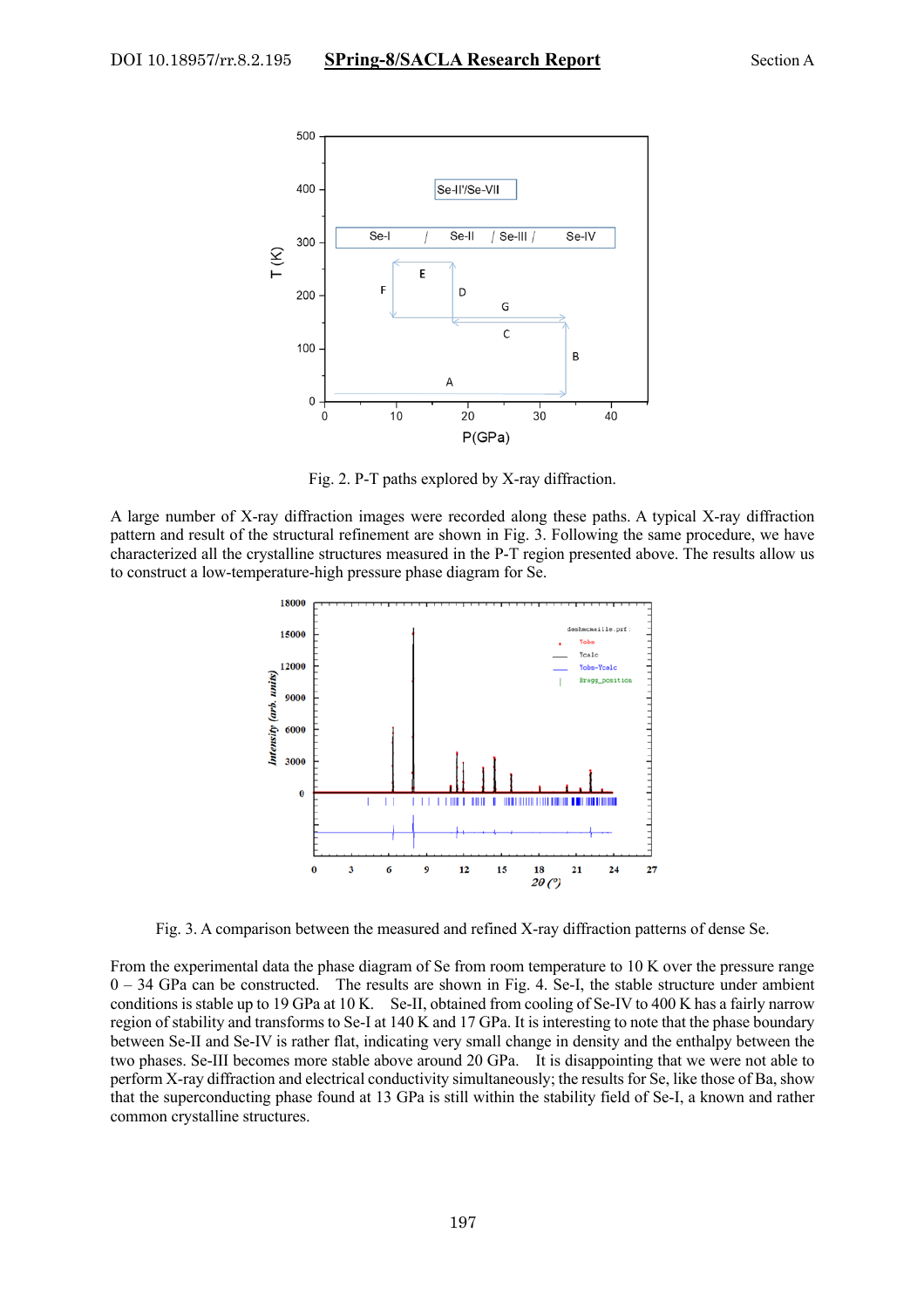Fig. 2. P-T paths explored by X-ray diffraction.

A large number of X-ray diffraction images were recorded along these paths. A typical X-ray diffraction pattern and result of the structural refinement are shown in Fig. 3. Following the same procedure, we have characterized all the crystalline structures measured in the P-T region presented above. The results allow us to construct a low-temperature-high pressure phase diagram for Se.

Fig. 3. A comparison between the measured and refined X-ray diffraction patterns of dense Se.

From the experimental data the phase diagram of Se from room temperature to 10 K over the pressure range 0 – 34 GPa can be constructed. The results are shown in Fig. 4. Se-I, the stable structure under ambient conditions is stable up to 19 GPa at 10 K. Se-II, obtained from cooling of Se-IV to 400 K has a fairly narrow region of stability and transforms to Se-I at 140 K and 17 GPa. It is interesting to note that the phase boundary between Se-II and Se-IV is rather flat, indicating very small change in density and the enthalpy between the two phases. Se-III becomes more stable above around 20 GPa. It is disappointing that we were not able to perform X-ray diffraction and electrical conductivity simultaneously; the results for Se, like those of Ba, show that the superconducting phase found at 13 GPa is still within the stability field of Se-I, a known and rather common crystalline structures.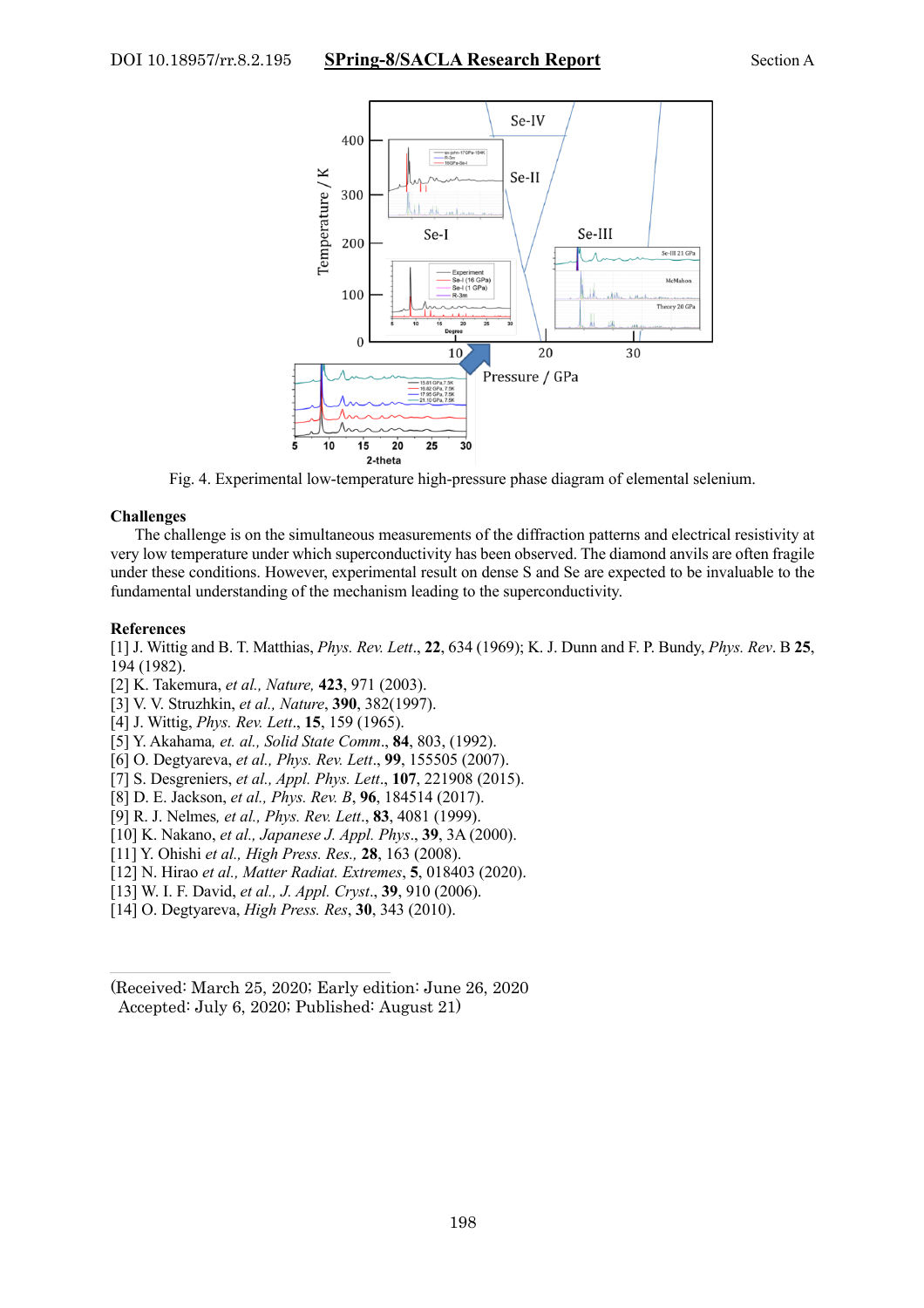Temperature / K

400

300

200

100

0

10

20

30

Pressure / GPa

Se-IV

Se-II

Se-I

Se-III

5 10 15 20 25 30

2-theta

Fig. 4. Experimental low-temperature high-pressure phase diagram of elemental selenium.

## Challenges

The challenge is on the simultaneous measurements of the diffraction patterns and electrical resistivity at very low temperature under which superconductivity has been observed. The diamond anvils are often fragile under these conditions. However, experimental result on dense S and Se are expected to be invaluable to the fundamental understanding of the mechanism leading to the superconductivity.

## References

[1] J. Wittig and B. T. Matthias, *Phys. Rev. Lett*., **22**, 634 (1969); K. J. Dunn and F. P. Bundy, *Phys. Rev*. B **25**, 194 (1982).
[2] K. Takemura, *et al., Nature,* **423**, 971 (2003).
[3] V. V. Struzhkin, *et al., Nature*, **390**, 382(1997).
[4] J. Wittig, *Phys. Rev. Lett*., **15**, 159 (1965).
[5] Y. Akahama*, et. al., Solid State Comm*., **84**, 803, (1992).
[6] O. Degtyareva, *et al., Phys. Rev. Lett*., **99**, 155505 (2007).
[7] S. Desgreniers, *et al., Appl. Phys. Lett*., **107**, 221908 (2015).
[8] D. E. Jackson, *et al., Phys. Rev. B*, **96**, 184514 (2017).
[9] R. J. Nelmes, *et al., Phys. Rev. Lett*., **83**, 4081 (1999).
[10] K. Nakano, *et al., Japanese J. Appl. Phys*., **39**, 3A (2000).
[11] Y. Ohishi *et al., High Press. Res.,* **28**, 163 (2008).
[12] N. Hirao *et al., Matter Radiat. Extremes*, **5**, 018403 (2020).
[13] W. I. F. David, *et al., J. Appl. Cryst*., **39**, 910 (2006).
[14] O. Degtyareva, *High Press. Res*, **30**, 343 (2010).

(Received: March 25, 2020; Early edition: June 26, 2020
Accepted: July 6, 2020; Published: August 21)